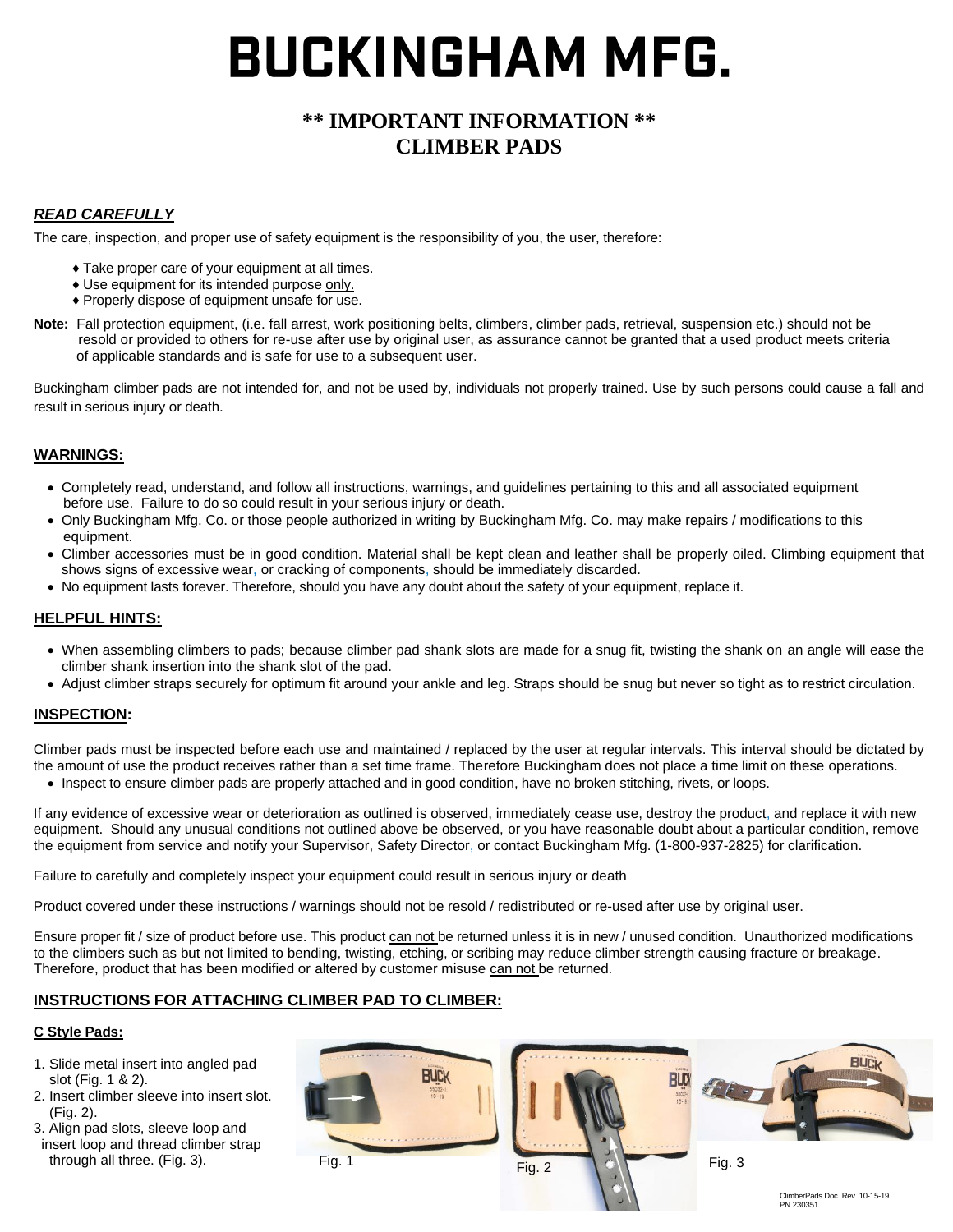# BUCKINGHAM MFG.

## ** IMPORTANT INFORMATION **
## CLIMBER PADS

***READ CAREFULLY***

The care, inspection, and proper use of safety equipment is the responsibility of you, the user, therefore:

- ♦ Take proper care of your equipment at all times.
- ♦ Use equipment for its intended purpose only.
- ♦ Properly dispose of equipment unsafe for use.

**Note:** Fall protection equipment, (i.e. fall arrest, work positioning belts, climbers, climber pads, retrieval, suspension etc.) should not be resold or provided to others for re-use after use by original user, as assurance cannot be granted that a used product meets criteria of applicable standards and is safe for use to a subsequent user.

Buckingham climber pads are not intended for, and not be used by, individuals not properly trained. Use by such persons could cause a fall and result in serious injury or death.

**WARNINGS:**

- Completely read, understand, and follow all instructions, warnings, and guidelines pertaining to this and all associated equipment before use. Failure to do so could result in your serious injury or death.
- Only Buckingham Mfg. Co. or those people authorized in writing by Buckingham Mfg. Co. may make repairs / modifications to this equipment.
- Climber accessories must be in good condition. Material shall be kept clean and leather shall be properly oiled. Climbing equipment that shows signs of excessive wear, or cracking of components, should be immediately discarded.
- No equipment lasts forever. Therefore, should you have any doubt about the safety of your equipment, replace it.

**HELPFUL HINTS:**

- When assembling climbers to pads; because climber pad shank slots are made for a snug fit, twisting the shank on an angle will ease the climber shank insertion into the shank slot of the pad.
- Adjust climber straps securely for optimum fit around your ankle and leg. Straps should be snug but never so tight as to restrict circulation.

**INSPECTION:**

Climber pads must be inspected before each use and maintained / replaced by the user at regular intervals. This interval should be dictated by the amount of use the product receives rather than a set time frame. Therefore Buckingham does not place a time limit on these operations.

- Inspect to ensure climber pads are properly attached and in good condition, have no broken stitching, rivets, or loops.

If any evidence of excessive wear or deterioration as outlined is observed, immediately cease use, destroy the product, and replace it with new equipment. Should any unusual conditions not outlined above be observed, or you have reasonable doubt about a particular condition, remove the equipment from service and notify your Supervisor, Safety Director, or contact Buckingham Mfg. (1-800-937-2825) for clarification.

Failure to carefully and completely inspect your equipment could result in serious injury or death

Product covered under these instructions / warnings should not be resold / redistributed or re-used after use by original user.

Ensure proper fit / size of product before use. This product can not be returned unless it is in new / unused condition. Unauthorized modifications to the climbers such as but not limited to bending, twisting, etching, or scribing may reduce climber strength causing fracture or breakage. Therefore, product that has been modified or altered by customer misuse can not be returned.

**INSTRUCTIONS FOR ATTACHING CLIMBER PAD TO CLIMBER:**

**C Style Pads:**

1. Slide metal insert into angled pad slot (Fig. 1 & 2).
2. Insert climber sleeve into insert slot. (Fig. 2).
3. Align pad slots, sleeve loop and insert loop and thread climber strap through all three. (Fig. 3).

Fig. 1

Fig. 2

Fig. 3

ClimberPads.Doc Rev. 10-15-19
PN 230351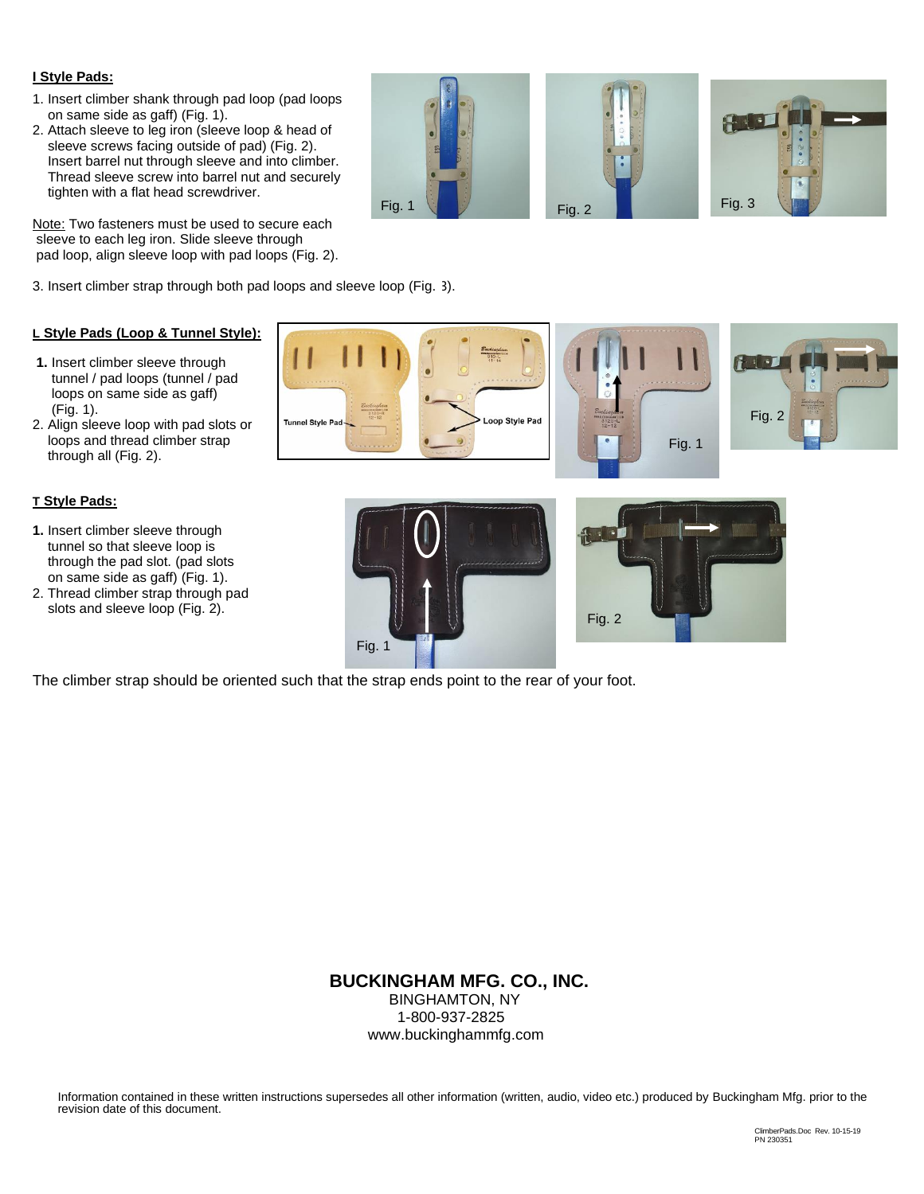**I Style Pads:**

1. Insert climber shank through pad loop (pad loops on same side as gaff) (Fig. 1).
2. Attach sleeve to leg iron (sleeve loop & head of sleeve screws facing outside of pad) (Fig. 2). Insert barrel nut through sleeve and into climber. Thread sleeve screw into barrel nut and securely tighten with a flat head screwdriver.

Note: Two fasteners must be used to secure each sleeve to each leg iron. Slide sleeve through pad loop, align sleeve loop with pad loops (Fig. 2).

3. Insert climber strap through both pad loops and sleeve loop (Fig. 3).

**L Style Pads (Loop & Tunnel Style):**

1. Insert climber sleeve through tunnel / pad loops (tunnel / pad loops on same side as gaff) (Fig. 1).
2. Align sleeve loop with pad slots or loops and thread climber strap through all (Fig. 2).

**T Style Pads:**

1. Insert climber sleeve through tunnel so that sleeve loop is through the pad slot. (pad slots on same side as gaff) (Fig. 1).
2. Thread climber strap through pad slots and sleeve loop (Fig. 2).

The climber strap should be oriented such that the strap ends point to the rear of your foot.

**BUCKINGHAM MFG. CO., INC.**
BINGHAMTON, NY
1-800-937-2825
www.buckinghammfg.com

Information contained in these written instructions supersedes all other information (written, audio, video etc.) produced by Buckingham Mfg. prior to the revision date of this document.

ClimberPads.Doc Rev. 10-15-19
PN 230351